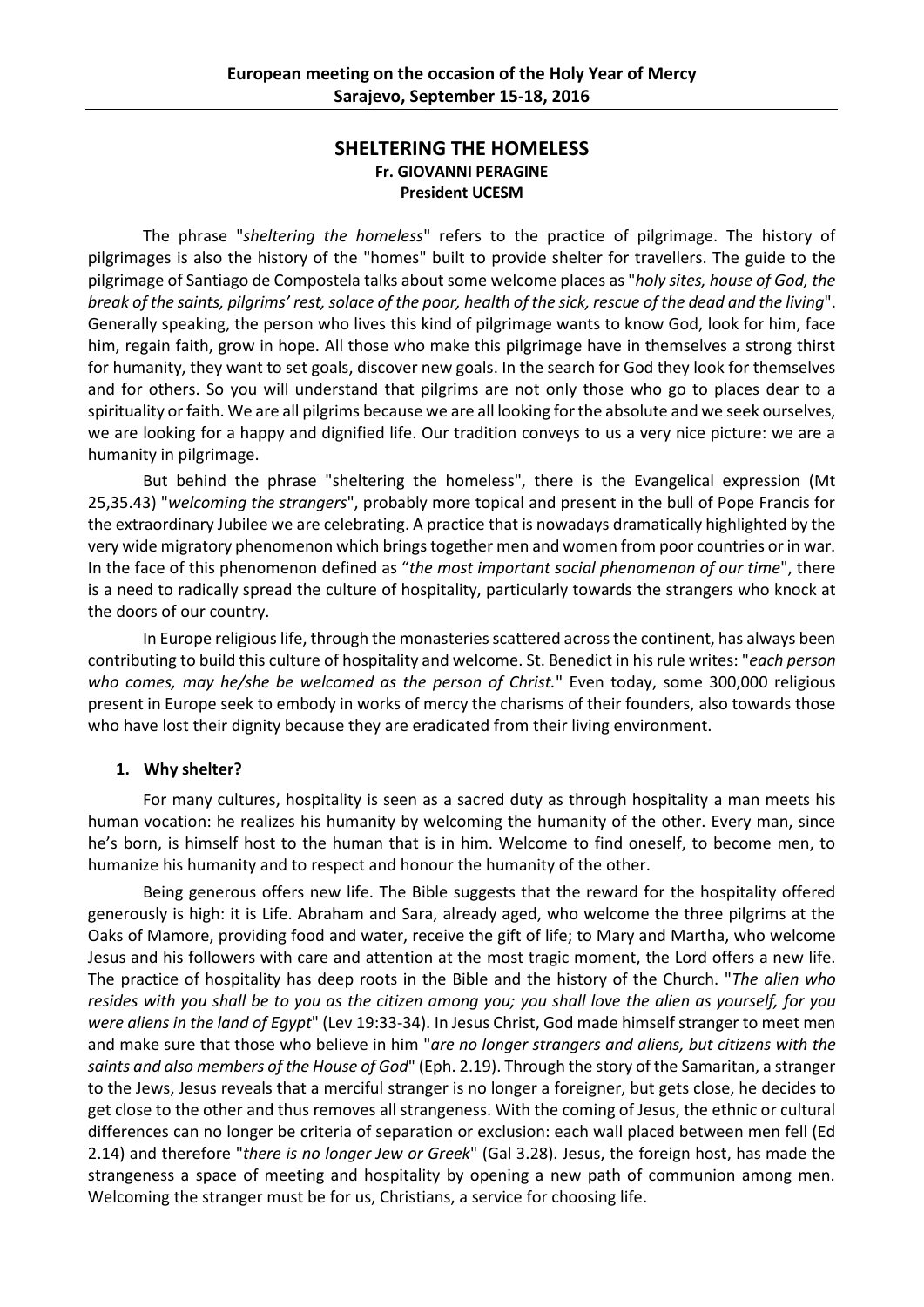**European meeting on the occasion of the Holy Year of Mercy**
**Sarajevo, September 15-18, 2016**

# SHELTERING THE HOMELESS

**Fr. GIOVANNI PERAGINE**
**President UCESM**

The phrase "*sheltering the homeless*" refers to the practice of pilgrimage. The history of pilgrimages is also the history of the "homes" built to provide shelter for travellers. The guide to the pilgrimage of Santiago de Compostela talks about some welcome places as "*holy sites, house of God, the break of the saints, pilgrims' rest, solace of the poor, health of the sick, rescue of the dead and the living*". Generally speaking, the person who lives this kind of pilgrimage wants to know God, look for him, face him, regain faith, grow in hope. All those who make this pilgrimage have in themselves a strong thirst for humanity, they want to set goals, discover new goals. In the search for God they look for themselves and for others. So you will understand that pilgrims are not only those who go to places dear to a spirituality or faith. We are all pilgrims because we are all looking for the absolute and we seek ourselves, we are looking for a happy and dignified life. Our tradition conveys to us a very nice picture: we are a humanity in pilgrimage.

But behind the phrase "sheltering the homeless", there is the Evangelical expression (Mt 25,35.43) "*welcoming the strangers*", probably more topical and present in the bull of Pope Francis for the extraordinary Jubilee we are celebrating. A practice that is nowadays dramatically highlighted by the very wide migratory phenomenon which brings together men and women from poor countries or in war. In the face of this phenomenon defined as "*the most important social phenomenon of our time*", there is a need to radically spread the culture of hospitality, particularly towards the strangers who knock at the doors of our country.

In Europe religious life, through the monasteries scattered across the continent, has always been contributing to build this culture of hospitality and welcome. St. Benedict in his rule writes: "*each person who comes, may he/she be welcomed as the person of Christ.*" Even today, some 300,000 religious present in Europe seek to embody in works of mercy the charisms of their founders, also towards those who have lost their dignity because they are eradicated from their living environment.

## 1. Why shelter?

For many cultures, hospitality is seen as a sacred duty as through hospitality a man meets his human vocation: he realizes his humanity by welcoming the humanity of the other. Every man, since he's born, is himself host to the human that is in him. Welcome to find oneself, to become men, to humanize his humanity and to respect and honour the humanity of the other.

Being generous offers new life. The Bible suggests that the reward for the hospitality offered generously is high: it is Life. Abraham and Sara, already aged, who welcome the three pilgrims at the Oaks of Mamore, providing food and water, receive the gift of life; to Mary and Martha, who welcome Jesus and his followers with care and attention at the most tragic moment, the Lord offers a new life. The practice of hospitality has deep roots in the Bible and the history of the Church. "*The alien who resides with you shall be to you as the citizen among you; you shall love the alien as yourself, for you were aliens in the land of Egypt*" (Lev 19:33-34). In Jesus Christ, God made himself stranger to meet men and make sure that those who believe in him "*are no longer strangers and aliens, but citizens with the saints and also members of the House of God*" (Eph. 2.19). Through the story of the Samaritan, a stranger to the Jews, Jesus reveals that a merciful stranger is no longer a foreigner, but gets close, he decides to get close to the other and thus removes all strangeness. With the coming of Jesus, the ethnic or cultural differences can no longer be criteria of separation or exclusion: each wall placed between men fell (Ed 2.14) and therefore "*there is no longer Jew or Greek*" (Gal 3.28). Jesus, the foreign host, has made the strangeness a space of meeting and hospitality by opening a new path of communion among men. Welcoming the stranger must be for us, Christians, a service for choosing life.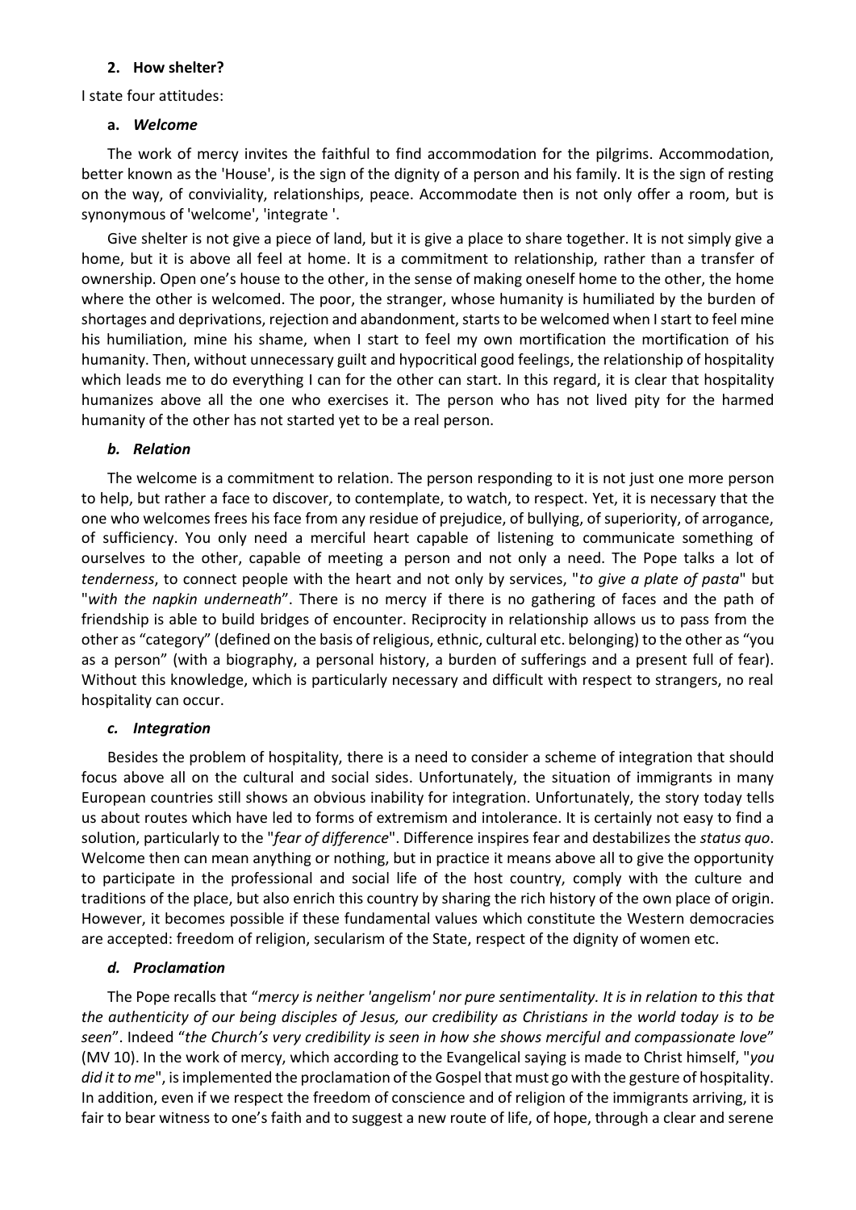## 2. How shelter?

I state four attitudes:

### a. *Welcome*

The work of mercy invites the faithful to find accommodation for the pilgrims. Accommodation, better known as the 'House', is the sign of the dignity of a person and his family. It is the sign of resting on the way, of conviviality, relationships, peace. Accommodate then is not only offer a room, but is synonymous of 'welcome', 'integrate '.

Give shelter is not give a piece of land, but it is give a place to share together. It is not simply give a home, but it is above all feel at home. It is a commitment to relationship, rather than a transfer of ownership. Open one's house to the poor, in the sense of making oneself home to the other, the home where the other is welcomed. The poor, the stranger, whose humanity is humiliated by the burden of shortages and deprivations, rejection and abandonment, starts to be welcomed when I start to feel mine his humiliation, mine his shame, when I start to feel my own mortification the mortification of his humanity. Then, without unnecessary guilt and hypocritical good feelings, the relationship of hospitality which leads me to do everything I can for the other can start. In this regard, it is clear that hospitality humanizes above all the one who exercises it. The person who has not lived pity for the harmed humanity of the other has not started yet to be a real person.

### *b. Relation*

The welcome is a commitment to relation. The person responding to it is not just one more person to help, but rather a face to discover, to contemplate, to watch, to respect. Yet, it is necessary that the one who welcomes frees his face from any residue of prejudice, of bullying, of superiority, of arrogance, of sufficiency. You only need a merciful heart capable of listening to communicate something of ourselves to the other, capable of meeting a person and not only a need. The Pope talks a lot of *tenderness*, to connect people with the heart and not only by services, "*to give a plate of pasta*" but "*with the napkin underneath*". There is no mercy if there is no gathering of faces and the path of friendship is able to build bridges of encounter. Reciprocity in relationship allows us to pass from the other as "category" (defined on the basis of religious, ethnic, cultural etc. belonging) to the other as "you as a person" (with a biography, a personal history, a burden of sufferings and a present full of fear). Without this knowledge, which is particularly necessary and difficult with respect to strangers, no real hospitality can occur.

### *c. Integration*

Besides the problem of hospitality, there is a need to consider a scheme of integration that should focus above all on the cultural and social sides. Unfortunately, the situation of immigrants in many European countries still shows an obvious inability for integration. Unfortunately, the story today tells us about routes which have led to forms of extremism and intolerance. It is certainly not easy to find a solution, particularly to the "*fear of difference*". Difference inspires fear and destabilizes the *status quo*. Welcome then can mean anything or nothing, but in practice it means above all to give the opportunity to participate in the professional and social life of the host country, comply with the culture and traditions of the place, but also enrich this country by sharing the rich history of the own place of origin. However, it becomes possible if these fundamental values which constitute the Western democracies are accepted: freedom of religion, secularism of the State, respect of the dignity of women etc.

### *d. Proclamation*

The Pope recalls that "*mercy is neither 'angelism' nor pure sentimentality. It is in relation to this that the authenticity of our being disciples of Jesus, our credibility as Christians in the world today is to be seen*". Indeed "*the Church's very credibility is seen in how she shows merciful and compassionate love*" (MV 10). In the work of mercy, which according to the Evangelical saying is made to Christ himself, "*you did it to me*", is implemented the proclamation of the Gospel that must go with the gesture of hospitality. In addition, even if we respect the freedom of conscience and of religion of the immigrants arriving, it is fair to bear witness to one's faith and to suggest a new route of life, of hope, through a clear and serene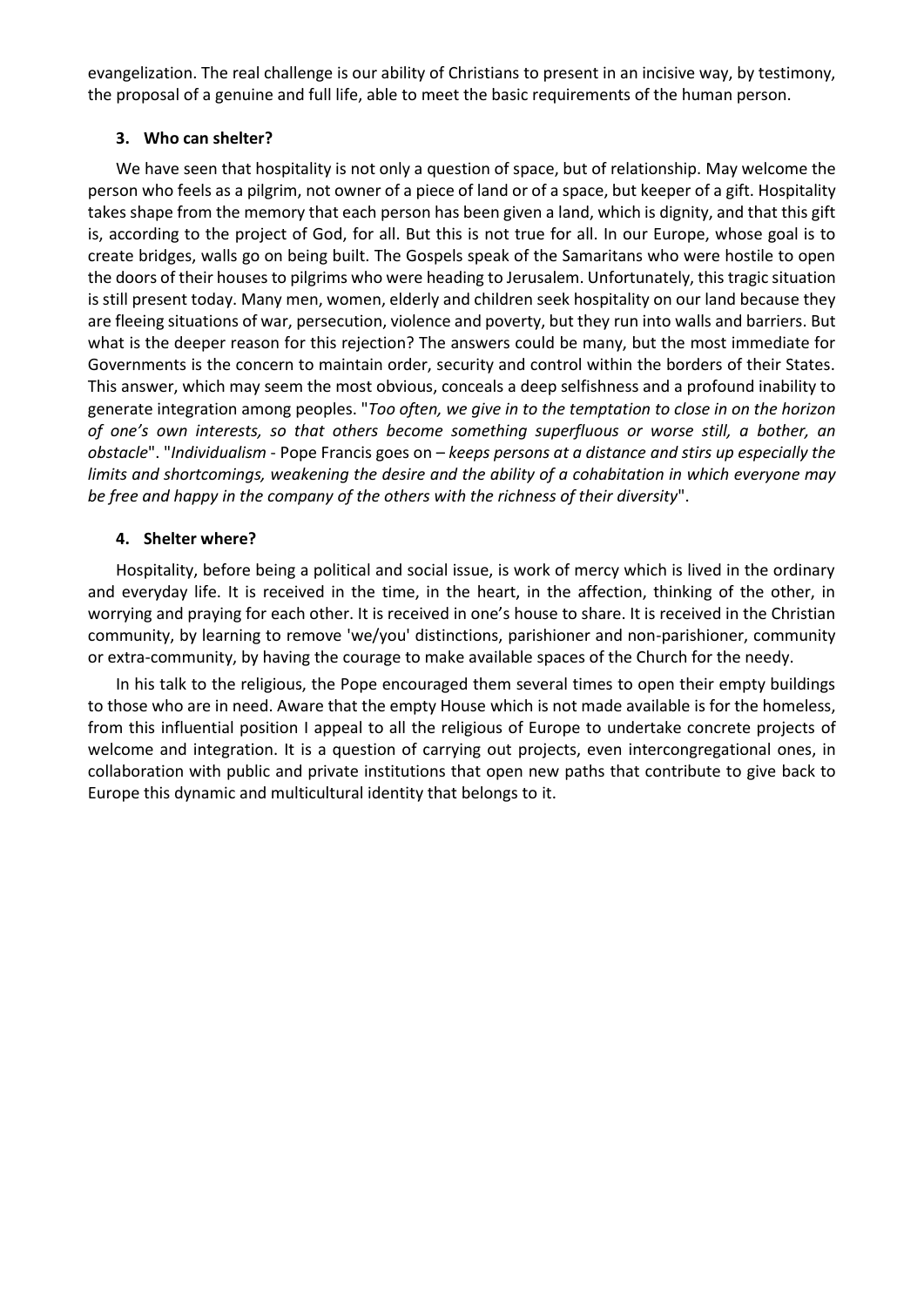evangelization. The real challenge is our ability of Christians to present in an incisive way, by testimony, the proposal of a genuine and full life, able to meet the basic requirements of the human person.

### 3. Who can shelter?

We have seen that hospitality is not only a question of space, but of relationship. May welcome the person who feels as a pilgrim, not owner of a piece of land or of a space, but keeper of a gift. Hospitality takes shape from the memory that each person has been given a land, which is dignity, and that this gift is, according to the project of God, for all. But this is not true for all. In our Europe, whose goal is to create bridges, walls go on being built. The Gospels speak of the Samaritans who were hostile to open the doors of their houses to pilgrims who were heading to Jerusalem. Unfortunately, this tragic situation is still present today. Many men, women, elderly and children seek hospitality on our land because they are fleeing situations of war, persecution, violence and poverty, but they run into walls and barriers. But what is the deeper reason for this rejection? The answers could be many, but the most immediate for Governments is the concern to maintain order, security and control within the borders of their States. This answer, which may seem the most obvious, conceals a deep selfishness and a profound inability to generate integration among peoples. "*Too often, we give in to the temptation to close in on the horizon of one's own interests, so that others become something superfluous or worse still, a bother, an obstacle*". "*Individualism* - Pope Francis goes on – *keeps persons at a distance and stirs up especially the limits and shortcomings, weakening the desire and the ability of a cohabitation in which everyone may be free and happy in the company of the others with the richness of their diversity*".

### 4. Shelter where?

Hospitality, before being a political and social issue, is work of mercy which is lived in the ordinary and everyday life. It is received in the time, in the heart, in the affection, thinking of the other, in worrying and praying for each other. It is received in one's house to share. It is received in the Christian community, by learning to remove 'we/you' distinctions, parishioner and non-parishioner, community or extra-community, by having the courage to make available spaces of the Church for the needy.

In his talk to the religious, the Pope encouraged them several times to open their empty buildings to those who are in need. Aware that the empty House which is not made available is for the homeless, from this influential position I appeal to all the religious of Europe to undertake concrete projects of welcome and integration. It is a question of carrying out projects, even intercongregational ones, in collaboration with public and private institutions that open new paths that contribute to give back to Europe this dynamic and multicultural identity that belongs to it.